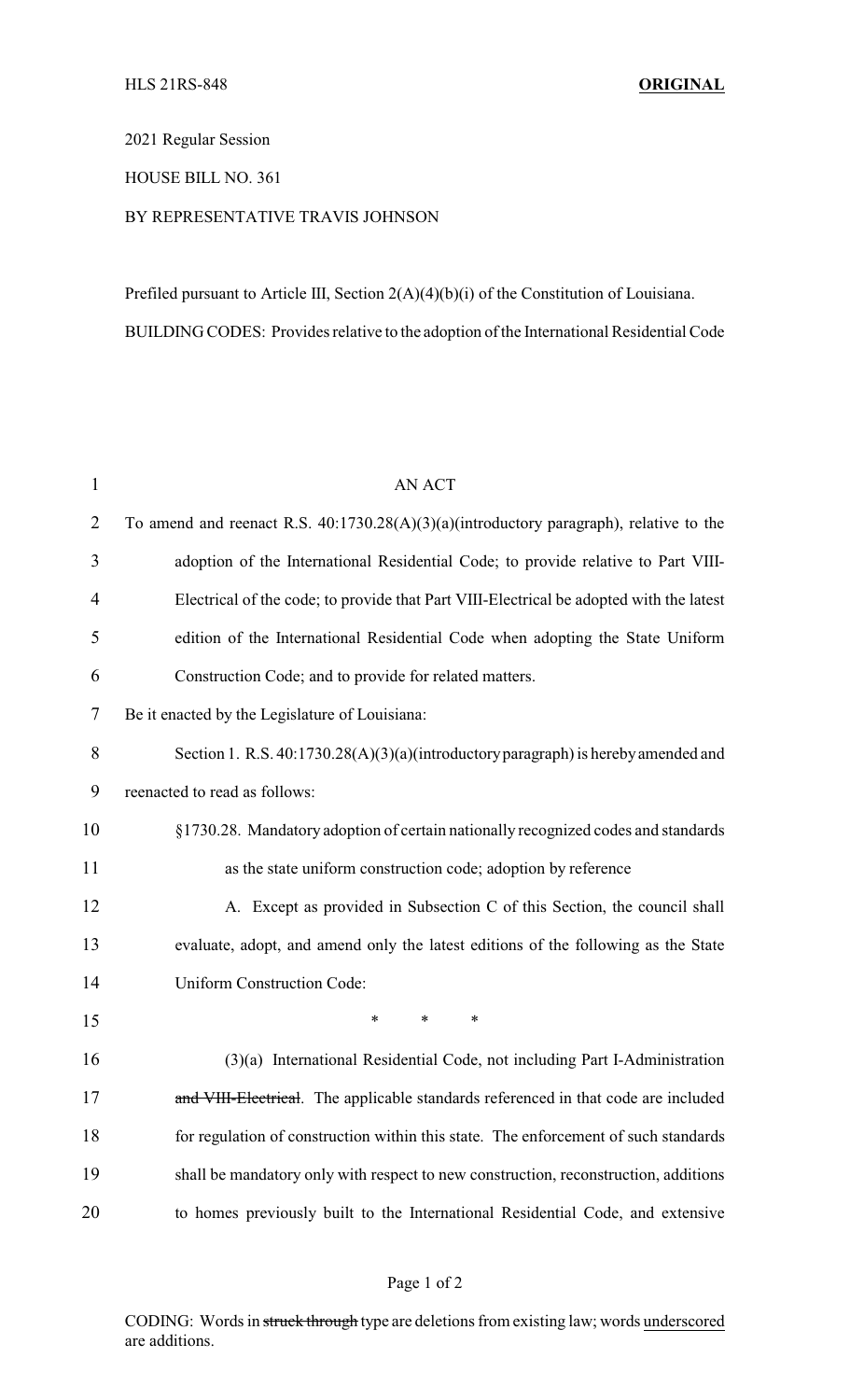HLS 21RS-848 **ORIGINAL**

2021 Regular Session

HOUSE BILL NO. 361

BY REPRESENTATIVE TRAVIS JOHNSON

Prefiled pursuant to Article III, Section 2(A)(4)(b)(i) of the Constitution of Louisiana.

BUILDING CODES: Provides relative to the adoption of the International Residential Code

AN ACT

To amend and reenact R.S. 40:1730.28(A)(3)(a)(introductory paragraph), relative to the adoption of the International Residential Code; to provide relative to Part VIII-Electrical of the code; to provide that Part VIII-Electrical be adopted with the latest edition of the International Residential Code when adopting the State Uniform Construction Code; and to provide for related matters.

Be it enacted by the Legislature of Louisiana:

Section 1. R.S. 40:1730.28(A)(3)(a)(introductory paragraph) is hereby amended and reenacted to read as follows:

§1730.28. Mandatory adoption of certain nationally recognized codes and standards as the state uniform construction code; adoption by reference

A. Except as provided in Subsection C of this Section, the council shall evaluate, adopt, and amend only the latest editions of the following as the State Uniform Construction Code:

\* \* \*

(3)(a) International Residential Code, not including Part I-Administration ~~and VIII-Electrical~~. The applicable standards referenced in that code are included for regulation of construction within this state. The enforcement of such standards shall be mandatory only with respect to new construction, reconstruction, additions to homes previously built to the International Residential Code, and extensive

CODING: Words in ~~struck through~~ type are deletions from existing law; words <u>underscored</u> are additions.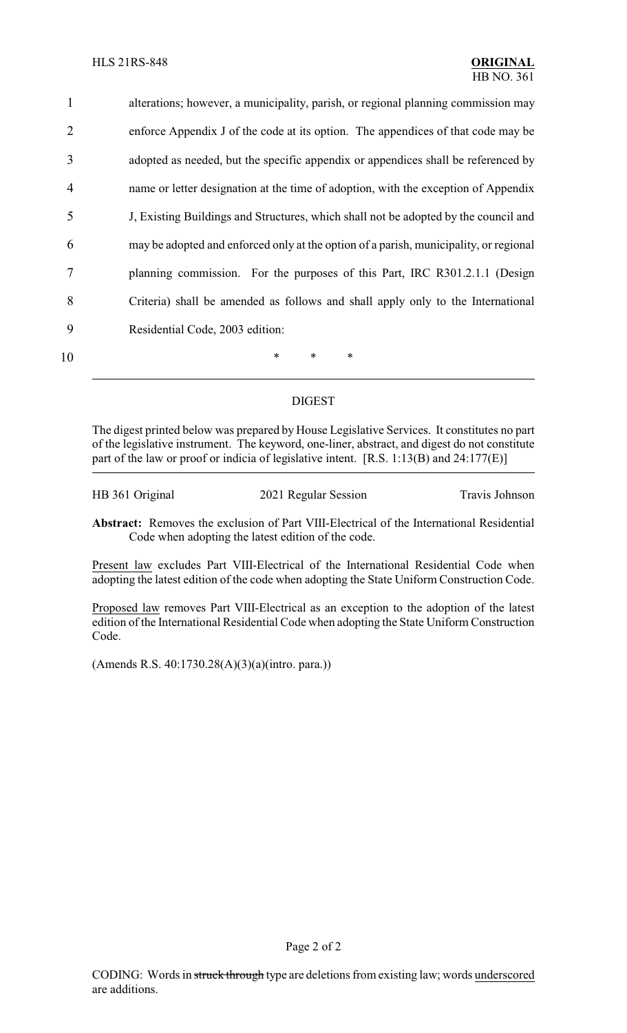alterations; however, a municipality, parish, or regional planning commission may enforce Appendix J of the code at its option. The appendices of that code may be adopted as needed, but the specific appendix or appendices shall be referenced by name or letter designation at the time of adoption, with the exception of Appendix J, Existing Buildings and Structures, which shall not be adopted by the council and may be adopted and enforced only at the option of a parish, municipality, or regional planning commission. For the purposes of this Part, IRC R301.2.1.1 (Design Criteria) shall be amended as follows and shall apply only to the International Residential Code, 2003 edition:

\* \* \*

## DIGEST

The digest printed below was prepared by House Legislative Services. It constitutes no part of the legislative instrument. The keyword, one-liner, abstract, and digest do not constitute part of the law or proof or indicia of legislative intent. [R.S. 1:13(B) and 24:177(E)]

HB 361 Original — 2021 Regular Session — Travis Johnson

**Abstract:** Removes the exclusion of Part VIII-Electrical of the International Residential Code when adopting the latest edition of the code.

Present law excludes Part VIII-Electrical of the International Residential Code when adopting the latest edition of the code when adopting the State Uniform Construction Code.

Proposed law removes Part VIII-Electrical as an exception to the adoption of the latest edition of the International Residential Code when adopting the State Uniform Construction Code.

(Amends R.S. 40:1730.28(A)(3)(a)(intro. para.))

CODING: Words in struck through type are deletions from existing law; words underscored are additions.